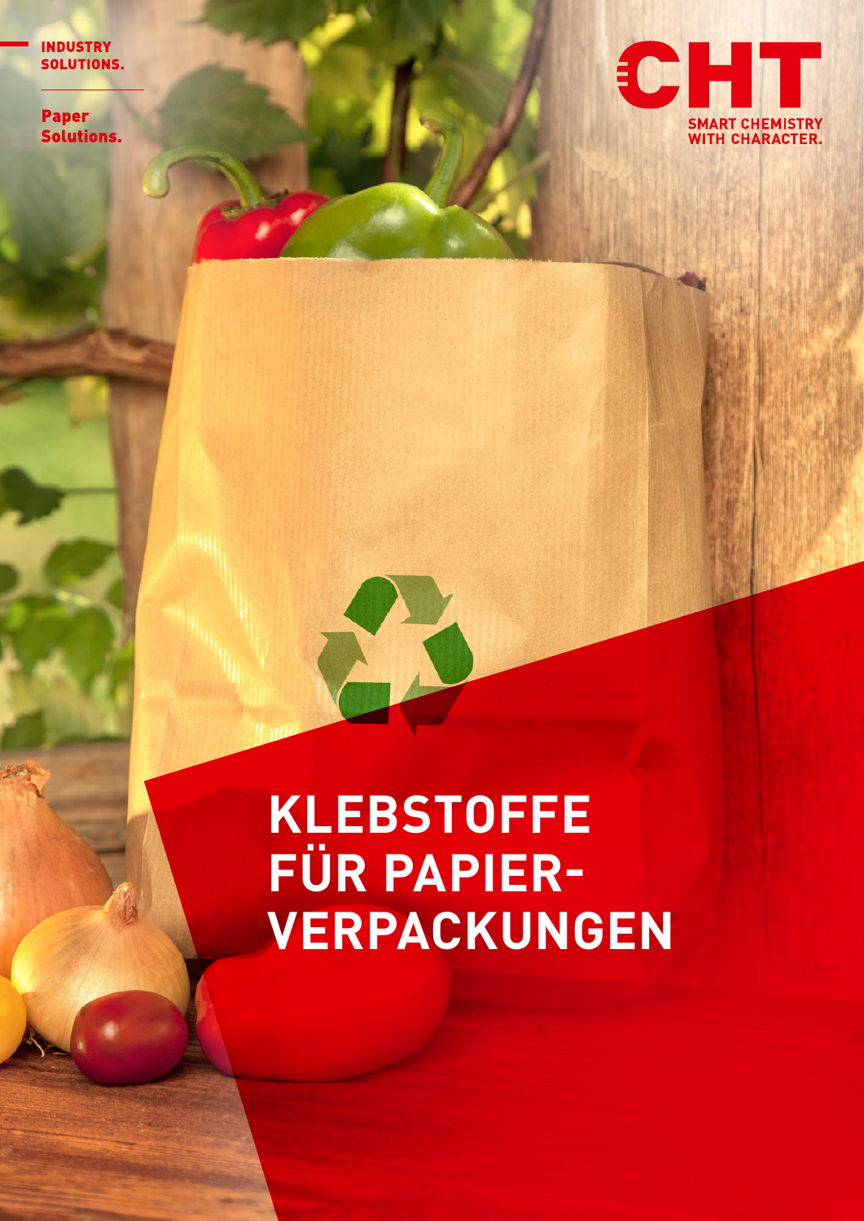INDUSTRY SOLUTIONS.

Paper Solutions.

CHT

SMART CHEMISTRY WITH CHARACTER.

# KLEBSTOFFE FÜR PAPIER-VERPACKUNGEN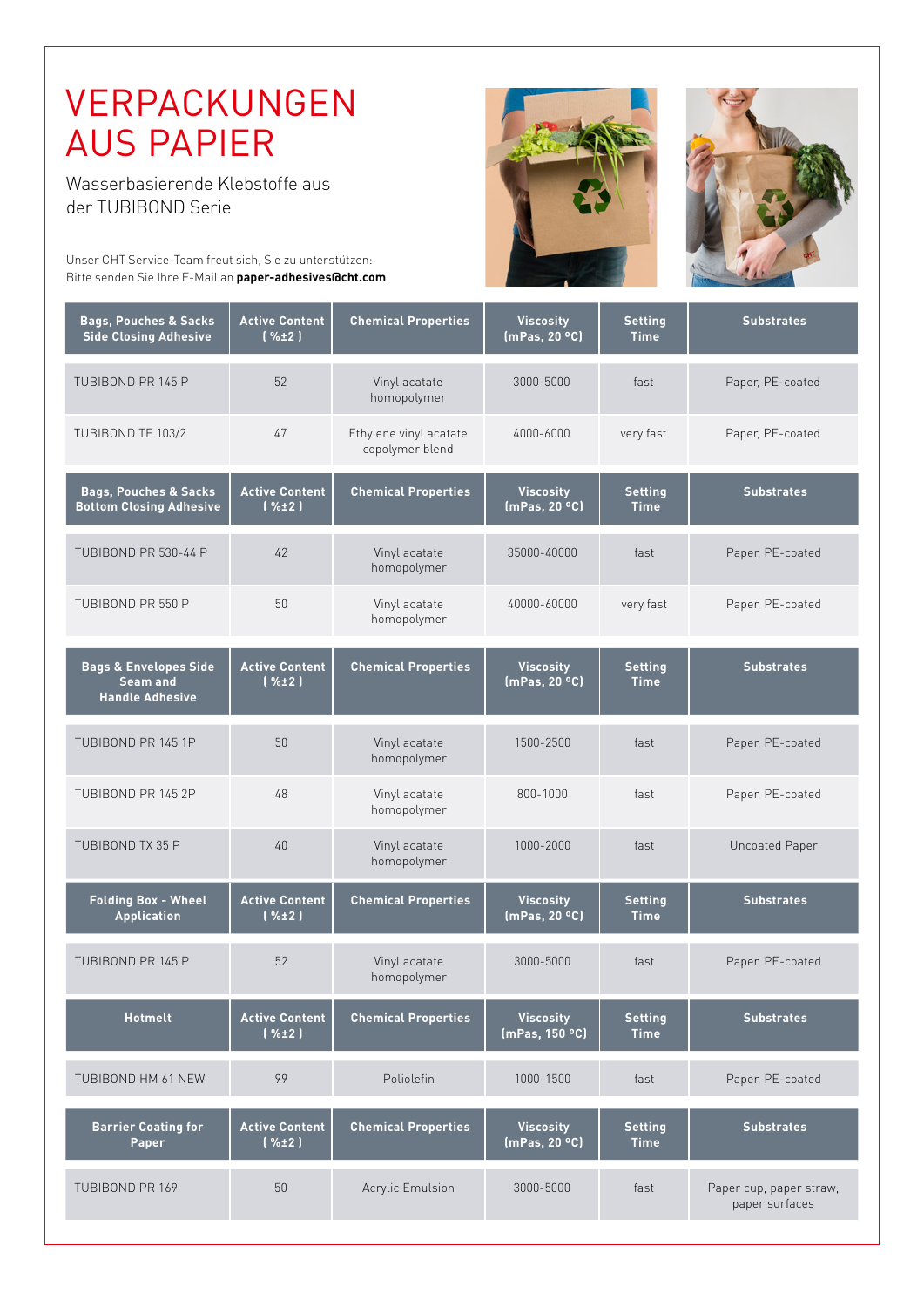# VERPACKUNGEN AUS PAPIER

Wasserbasierende Klebstoffe aus der TUBIBOND Serie

Unser CHT Service-Team freut sich, Sie zu unterstützen:
Bitte senden Sie Ihre E-Mail an **paper-adhesives@cht.com**

| Bags, Pouches & Sacks Side Closing Adhesive | Active Content ( %±2 ) | Chemical Properties | Viscosity (mPas, 20 °C) | Setting Time | Substrates |
|---|---|---|---|---|---|
| TUBIBOND PR 145 P | 52 | Vinyl acatate homopolymer | 3000-5000 | fast | Paper, PE-coated |
| TUBIBOND TE 103/2 | 47 | Ethylene vinyl acatate copolymer blend | 4000-6000 | very fast | Paper, PE-coated |

| Bags, Pouches & Sacks Bottom Closing Adhesive | Active Content ( %±2 ) | Chemical Properties | Viscosity (mPas, 20 °C) | Setting Time | Substrates |
|---|---|---|---|---|---|
| TUBIBOND PR 530-44 P | 42 | Vinyl acatate homopolymer | 35000-40000 | fast | Paper, PE-coated |
| TUBIBOND PR 550 P | 50 | Vinyl acatate homopolymer | 40000-60000 | very fast | Paper, PE-coated |

| Bags & Envelopes Side Seam and Handle Adhesive | Active Content ( %±2 ) | Chemical Properties | Viscosity (mPas, 20 °C) | Setting Time | Substrates |
|---|---|---|---|---|---|
| TUBIBOND PR 145 1P | 50 | Vinyl acatate homopolymer | 1500-2500 | fast | Paper, PE-coated |
| TUBIBOND PR 145 2P | 48 | Vinyl acatate homopolymer | 800-1000 | fast | Paper, PE-coated |
| TUBIBOND TX 35 P | 40 | Vinyl acatate homopolymer | 1000-2000 | fast | Uncoated Paper |

| Folding Box - Wheel Application | Active Content ( %±2 ) | Chemical Properties | Viscosity (mPas, 20 °C) | Setting Time | Substrates |
|---|---|---|---|---|---|
| TUBIBOND PR 145 P | 52 | Vinyl acatate homopolymer | 3000-5000 | fast | Paper, PE-coated |

| Hotmelt | Active Content ( %±2 ) | Chemical Properties | Viscosity (mPas, 150 °C) | Setting Time | Substrates |
|---|---|---|---|---|---|
| TUBIBOND HM 61 NEW | 99 | Poliolefin | 1000-1500 | fast | Paper, PE-coated |

| Barrier Coating for Paper | Active Content ( %±2 ) | Chemical Properties | Viscosity (mPas, 20 °C) | Setting Time | Substrates |
|---|---|---|---|---|---|
| TUBIBOND PR 169 | 50 | Acrylic Emulsion | 3000-5000 | fast | Paper cup, paper straw, paper surfaces |